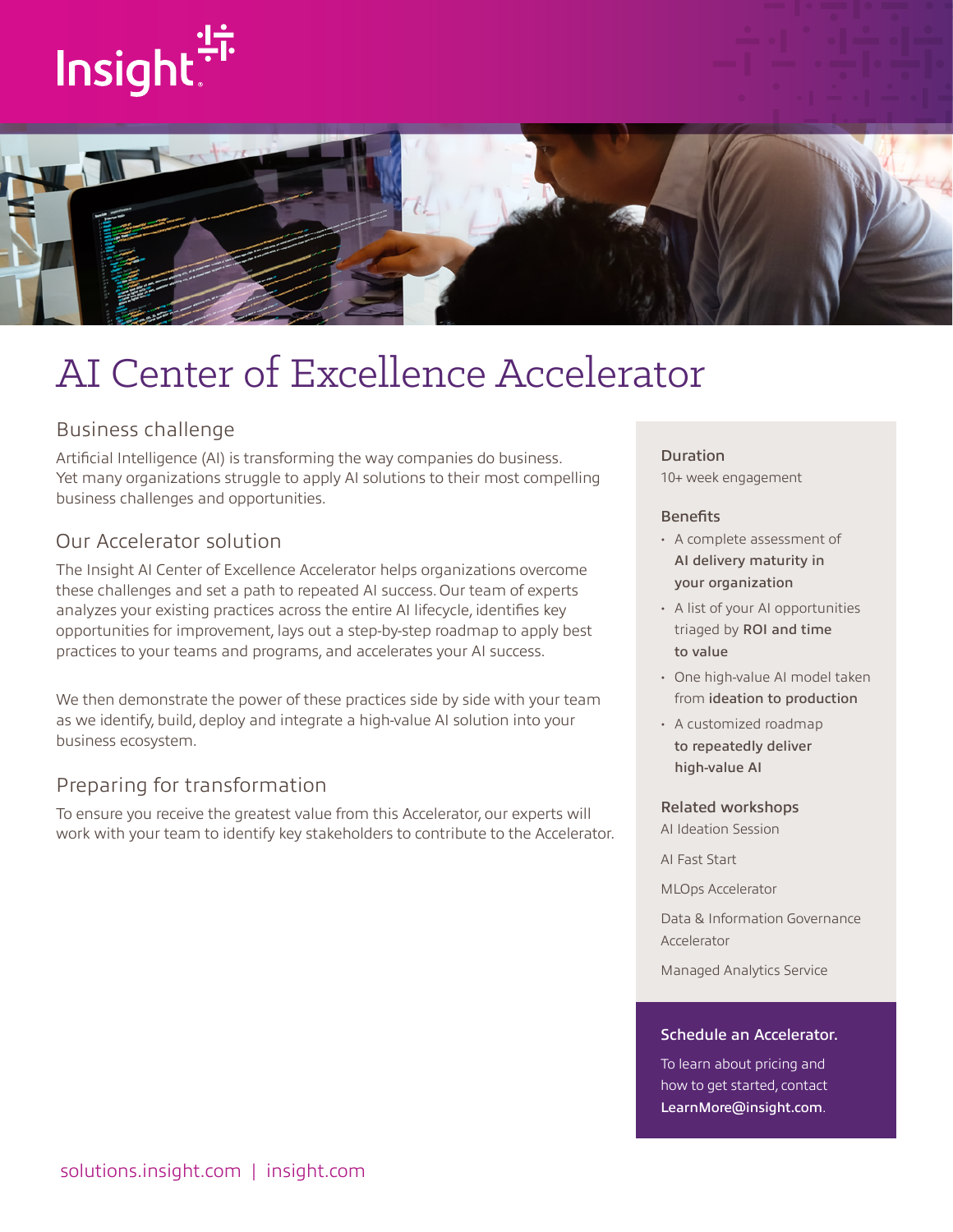Insight

# AI Center of Excellence Accelerator

## Business challenge

Artificial Intelligence (AI) is transforming the way companies do business. Yet many organizations struggle to apply AI solutions to their most compelling business challenges and opportunities.

## Our Accelerator solution

The Insight AI Center of Excellence Accelerator helps organizations overcome these challenges and set a path to repeated AI success. Our team of experts analyzes your existing practices across the entire AI lifecycle, identifies key opportunities for improvement, lays out a step-by-step roadmap to apply best practices to your teams and programs, and accelerates your AI success.

We then demonstrate the power of these practices side by side with your team as we identify, build, deploy and integrate a high-value AI solution into your business ecosystem.

## Preparing for transformation

To ensure you receive the greatest value from this Accelerator, our experts will work with your team to identify key stakeholders to contribute to the Accelerator.

### Duration

10+ week engagement

### Benefits

- A complete assessment of **AI delivery maturity in your organization**
- A list of your AI opportunities triaged by **ROI and time to value**
- One high-value AI model taken from **ideation to production**
- A customized roadmap **to repeatedly deliver high-value AI**

### Related workshops

AI Ideation Session

AI Fast Start

MLOps Accelerator

Data & Information Governance Accelerator

Managed Analytics Service

### Schedule an Accelerator.

To learn about pricing and how to get started, contact **LearnMore@insight.com**.

solutions.insight.com | insight.com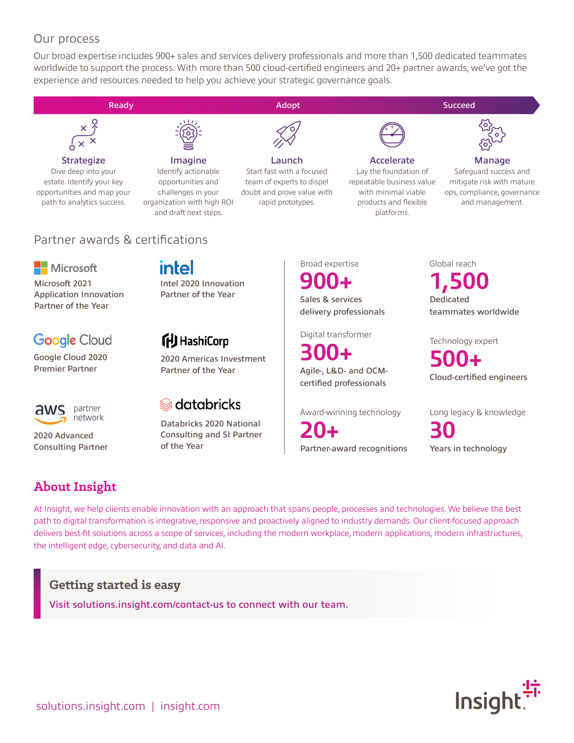## Our process

Our broad expertise includes 900+ sales and services delivery professionals and more than 1,500 dedicated teammates worldwide to support the process. With more than 500 cloud-certified engineers and 20+ partner awards, we've got the experience and resources needed to help you achieve your strategic governance goals.

Ready | Adopt | Succeed

**Strategize**
Dive deep into your estate. Identify your key opportunities and map your path to analytics success.

**Imagine**
Identify actionable opportunities and challenges in your organization with high ROI and draft next steps.

**Launch**
Start fast with a focused team of experts to dispel doubt and prove value with rapid prototypes.

**Accelerate**
Lay the foundation of repeatable business value with minimal viable products and flexible platforms.

**Manage**
Safeguard success and mitigate risk with mature ops, compliance, governance and management.

## Partner awards & certifications

**Microsoft**
Microsoft 2021 Application Innovation Partner of the Year

**intel**
Intel 2020 Innovation Partner of the Year

**Google Cloud**
Google Cloud 2020 Premier Partner

**HashiCorp**
2020 Americas Investment Partner of the Year

**aws partner network**
2020 Advanced Consulting Partner

**databricks**
Databricks 2020 National Consulting and SI Partner of the Year

Broad expertise
**900+**
Sales & services delivery professionals

Global reach
**1,500**
Dedicated teammates worldwide

Digital transformer
**300+**
Agile-, L&D- and OCM-certified professionals

Technology expert
**500+**
Cloud-certified engineers

Award-winning technology
**20+**
Partner-award recognitions

Long legacy & knowledge
**30**
Years in technology

## About Insight

At Insight, we help clients enable innovation with an approach that spans people, processes and technologies. We believe the best path to digital transformation is integrative, responsive and proactively aligned to industry demands. Our client-focused approach delivers best-fit solutions across a scope of services, including the modern workplace, modern applications, modern infrastructures, the intelligent edge, cybersecurity, and data and AI.

### Getting started is easy

Visit solutions.insight.com/contact-us to connect with our team.

solutions.insight.com | insight.com

Insight